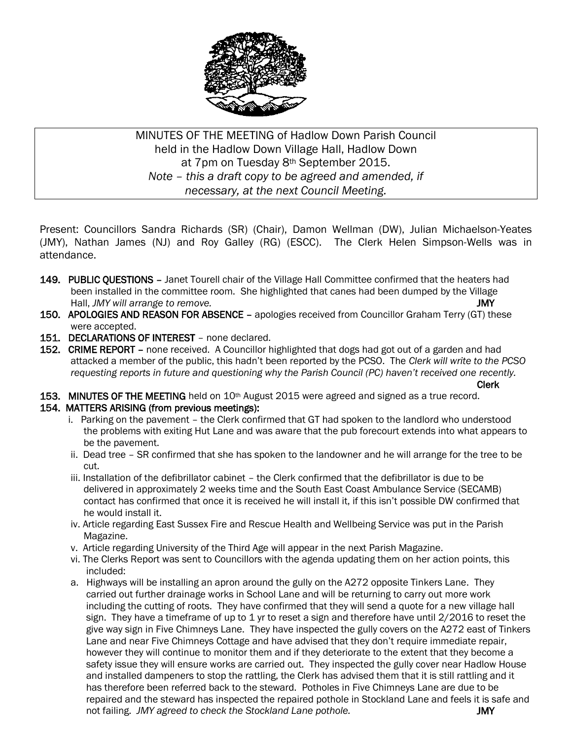MINUTES OF THE MEETING of Hadlow Down Parish Council
held in the Hadlow Down Village Hall, Hadlow Down
at 7pm on Tuesday 8th September 2015.
*Note – this a draft copy to be agreed and amended, if necessary, at the next Council Meeting.*

Present: Councillors Sandra Richards (SR) (Chair), Damon Wellman (DW), Julian Michaelson-Yeates (JMY), Nathan James (NJ) and Roy Galley (RG) (ESCC). The Clerk Helen Simpson-Wells was in attendance.

**149. PUBLIC QUESTIONS** – Janet Tourell chair of the Village Hall Committee confirmed that the heaters had been installed in the committee room. She highlighted that canes had been dumped by the Village Hall, *JMY will arrange to remove.* **JMY**

**150. APOLOGIES AND REASON FOR ABSENCE** – apologies received from Councillor Graham Terry (GT) these were accepted.

**151. DECLARATIONS OF INTEREST** – none declared.

**152. CRIME REPORT** – none received. A Councillor highlighted that dogs had got out of a garden and had attacked a member of the public, this hadn't been reported by the PCSO. The *Clerk will write to the PCSO requesting reports in future and questioning why the Parish Council (PC) haven't received one recently.* **Clerk**

**153. MINUTES OF THE MEETING** held on 10th August 2015 were agreed and signed as a true record.

**154. MATTERS ARISING (from previous meetings):**

i. Parking on the pavement – the Clerk confirmed that GT had spoken to the landlord who understood the problems with exiting Hut Lane and was aware that the pub forecourt extends into what appears to be the pavement.

ii. Dead tree – SR confirmed that she has spoken to the landowner and he will arrange for the tree to be cut.

iii. Installation of the defibrillator cabinet – the Clerk confirmed that the defibrillator is due to be delivered in approximately 2 weeks time and the South East Coast Ambulance Service (SECAMB) contact has confirmed that once it is received he will install it, if this isn't possible DW confirmed that he would install it.

iv. Article regarding East Sussex Fire and Rescue Health and Wellbeing Service was put in the Parish Magazine.

v. Article regarding University of the Third Age will appear in the next Parish Magazine.

vi. The Clerks Report was sent to Councillors with the agenda updating them on her action points, this included:

a. Highways will be installing an apron around the gully on the A272 opposite Tinkers Lane. They carried out further drainage works in School Lane and will be returning to carry out more work including the cutting of roots. They have confirmed that they will send a quote for a new village hall sign. They have a timeframe of up to 1 yr to reset a sign and therefore have until 2/2016 to reset the give way sign in Five Chimneys Lane. They have inspected the gully covers on the A272 east of Tinkers Lane and near Five Chimneys Cottage and have advised that they don't require immediate repair, however they will continue to monitor them and if they deteriorate to the extent that they become a safety issue they will ensure works are carried out. They inspected the gully cover near Hadlow House and installed dampeners to stop the rattling, the Clerk has advised them that it is still rattling and it has therefore been referred back to the steward. Potholes in Five Chimneys Lane are due to be repaired and the steward has inspected the repaired pothole in Stockland Lane and feels it is safe and not failing. *JMY agreed to check the Stockland Lane pothole.* **JMY**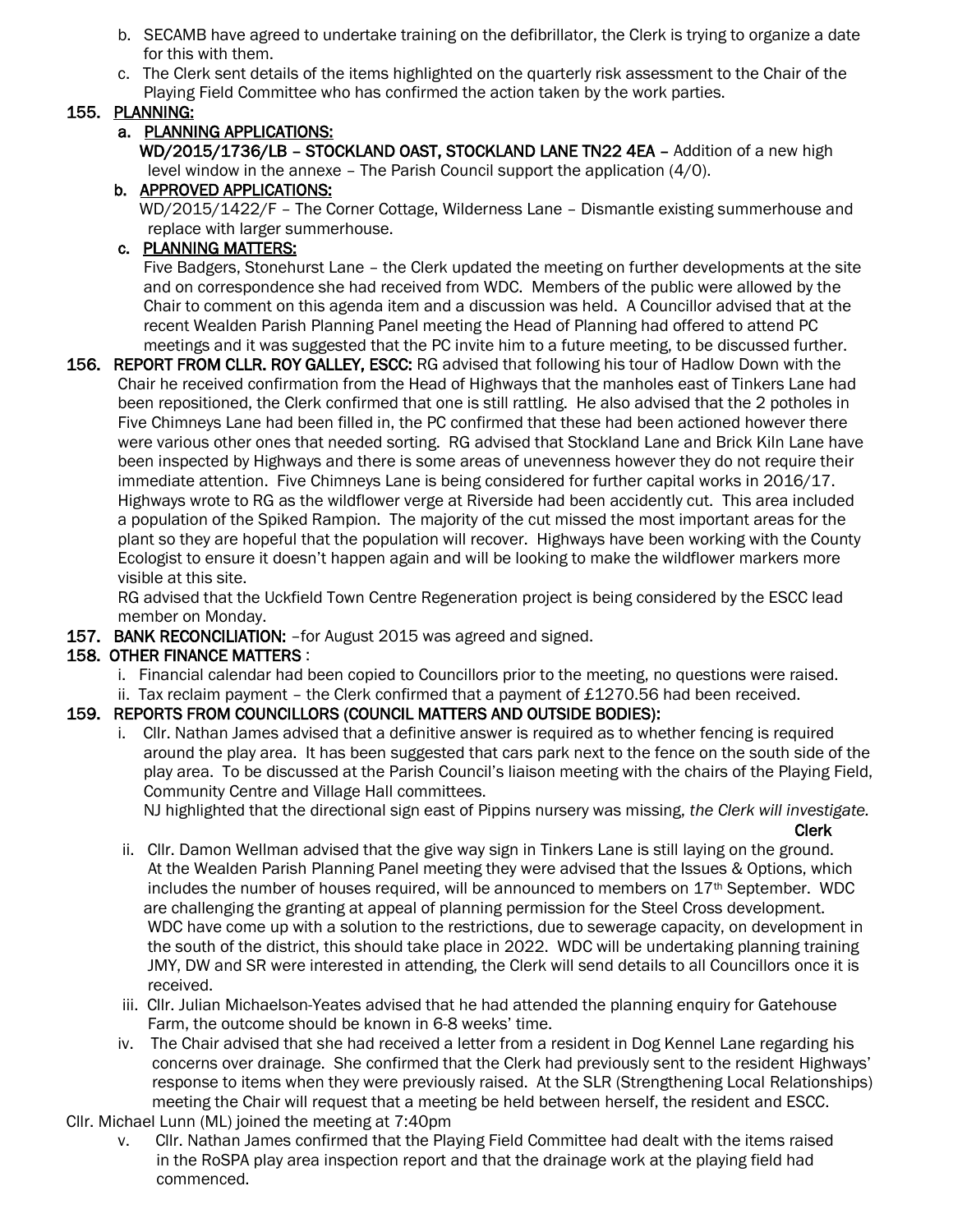b. SECAMB have agreed to undertake training on the defibrillator, the Clerk is trying to organize a date for this with them.

c. The Clerk sent details of the items highlighted on the quarterly risk assessment to the Chair of the Playing Field Committee who has confirmed the action taken by the work parties.

**155. PLANNING:**

**a. PLANNING APPLICATIONS:**

**WD/2015/1736/LB – STOCKLAND OAST, STOCKLAND LANE TN22 4EA –** Addition of a new high level window in the annexe – The Parish Council support the application (4/0).

**b. APPROVED APPLICATIONS:**

WD/2015/1422/F – The Corner Cottage, Wilderness Lane – Dismantle existing summerhouse and replace with larger summerhouse.

**c. PLANNING MATTERS:**

Five Badgers, Stonehurst Lane – the Clerk updated the meeting on further developments at the site and on correspondence she had received from WDC. Members of the public were allowed by the Chair to comment on this agenda item and a discussion was held. A Councillor advised that at the recent Wealden Parish Planning Panel meeting the Head of Planning had offered to attend PC meetings and it was suggested that the PC invite him to a future meeting, to be discussed further.

**156. REPORT FROM CLLR. ROY GALLEY, ESCC:** RG advised that following his tour of Hadlow Down with the Chair he received confirmation from the Head of Highways that the manholes east of Tinkers Lane had been repositioned, the Clerk confirmed that one is still rattling. He also advised that the 2 potholes in Five Chimneys Lane had been filled in, the PC confirmed that these had been actioned however there were various other ones that needed sorting. RG advised that Stockland Lane and Brick Kiln Lane have been inspected by Highways and there is some areas of unevenness however they do not require their immediate attention. Five Chimneys Lane is being considered for further capital works in 2016/17. Highways wrote to RG as the wildflower verge at Riverside had been accidently cut. This area included a population of the Spiked Rampion. The majority of the cut missed the most important areas for the plant so they are hopeful that the population will recover. Highways have been working with the County Ecologist to ensure it doesn't happen again and will be looking to make the wildflower markers more visible at this site.

RG advised that the Uckfield Town Centre Regeneration project is being considered by the ESCC lead member on Monday.

**157. BANK RECONCILIATION:** –for August 2015 was agreed and signed.

**158. OTHER FINANCE MATTERS** :

i. Financial calendar had been copied to Councillors prior to the meeting, no questions were raised.

ii. Tax reclaim payment – the Clerk confirmed that a payment of £1270.56 had been received.

**159. REPORTS FROM COUNCILLORS (COUNCIL MATTERS AND OUTSIDE BODIES):**

i. Cllr. Nathan James advised that a definitive answer is required as to whether fencing is required around the play area. It has been suggested that cars park next to the fence on the south side of the play area. To be discussed at the Parish Council's liaison meeting with the chairs of the Playing Field, Community Centre and Village Hall committees.

NJ highlighted that the directional sign east of Pippins nursery was missing, *the Clerk will investigate.*

**Clerk**

ii. Cllr. Damon Wellman advised that the give way sign in Tinkers Lane is still laying on the ground. At the Wealden Parish Planning Panel meeting they were advised that the Issues & Options, which includes the number of houses required, will be announced to members on 17th September. WDC are challenging the granting at appeal of planning permission for the Steel Cross development. WDC have come up with a solution to the restrictions, due to sewerage capacity, on development in the south of the district, this should take place in 2022. WDC will be undertaking planning training JMY, DW and SR were interested in attending, the Clerk will send details to all Councillors once it is received.

iii. Cllr. Julian Michaelson-Yeates advised that he had attended the planning enquiry for Gatehouse Farm, the outcome should be known in 6-8 weeks' time.

iv. The Chair advised that she had received a letter from a resident in Dog Kennel Lane regarding his concerns over drainage. She confirmed that the Clerk had previously sent to the resident Highways' response to items when they were previously raised. At the SLR (Strengthening Local Relationships) meeting the Chair will request that a meeting be held between herself, the resident and ESCC.

Cllr. Michael Lunn (ML) joined the meeting at 7:40pm

v. Cllr. Nathan James confirmed that the Playing Field Committee had dealt with the items raised in the RoSPA play area inspection report and that the drainage work at the playing field had commenced.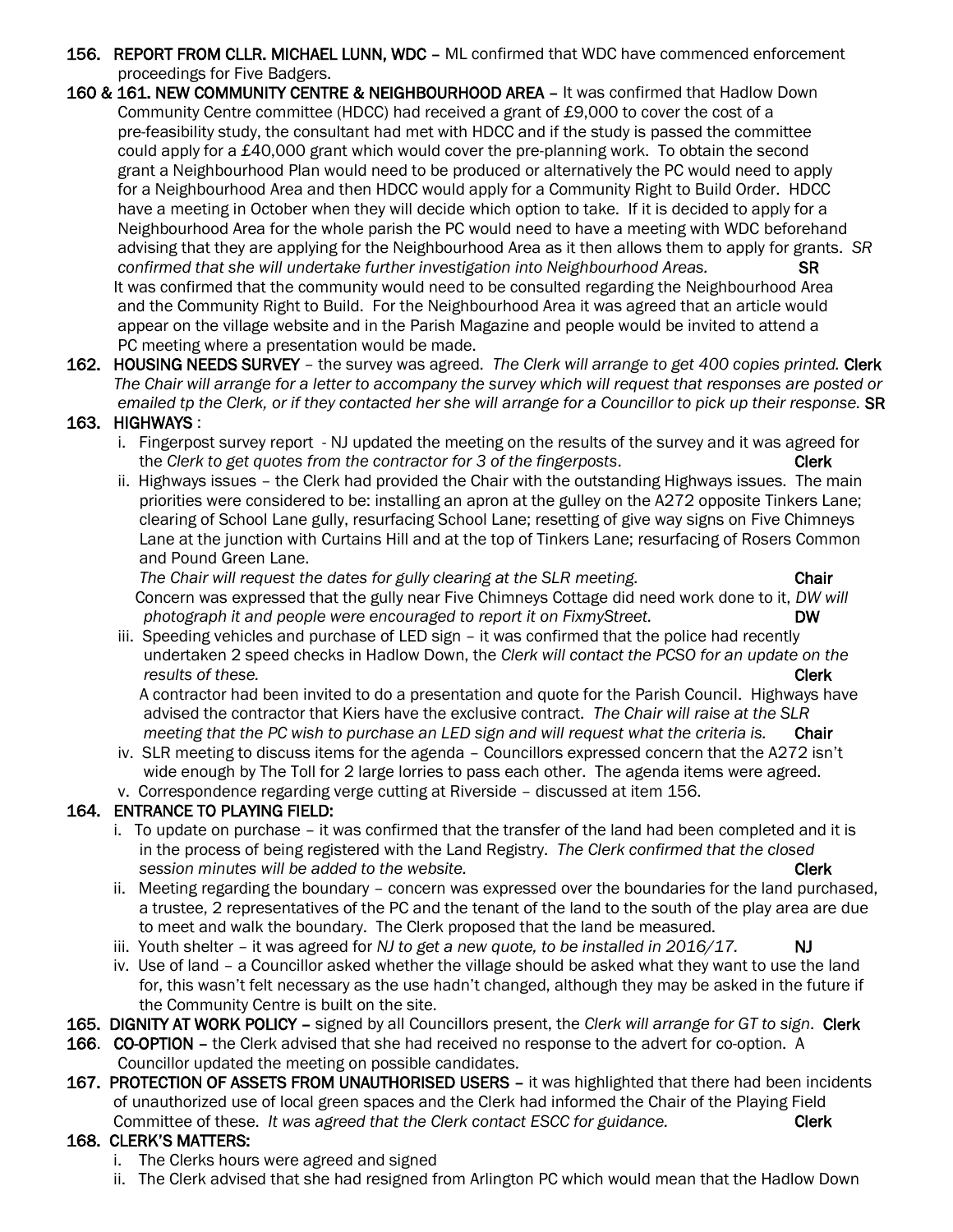**156. REPORT FROM CLLR. MICHAEL LUNN, WDC** – ML confirmed that WDC have commenced enforcement proceedings for Five Badgers.

**160 & 161. NEW COMMUNITY CENTRE & NEIGHBOURHOOD AREA** – It was confirmed that Hadlow Down Community Centre committee (HDCC) had received a grant of £9,000 to cover the cost of a pre-feasibility study, the consultant had met with HDCC and if the study is passed the committee could apply for a £40,000 grant which would cover the pre-planning work. To obtain the second grant a Neighbourhood Plan would need to be produced or alternatively the PC would need to apply for a Neighbourhood Area and then HDCC would apply for a Community Right to Build Order. HDCC have a meeting in October when they will decide which option to take. If it is decided to apply for a Neighbourhood Area for the whole parish the PC would need to have a meeting with WDC beforehand advising that they are applying for the Neighbourhood Area as it then allows them to apply for grants. *SR confirmed that she will undertake further investigation into Neighbourhood Areas.* **SR**

It was confirmed that the community would need to be consulted regarding the Neighbourhood Area and the Community Right to Build. For the Neighbourhood Area it was agreed that an article would appear on the village website and in the Parish Magazine and people would be invited to attend a PC meeting where a presentation would be made.

**162. HOUSING NEEDS SURVEY** – the survey was agreed. *The Clerk will arrange to get 400 copies printed.* **Clerk**
*The Chair will arrange for a letter to accompany the survey which will request that responses are posted or emailed tp the Clerk, or if they contacted her she will arrange for a Councillor to pick up their response.* **SR**

**163. HIGHWAYS** :

i. Fingerpost survey report - NJ updated the meeting on the results of the survey and it was agreed for the *Clerk to get quotes from the contractor for 3 of the fingerposts*. **Clerk**

ii. Highways issues – the Clerk had provided the Chair with the outstanding Highways issues. The main priorities were considered to be: installing an apron at the gulley on the A272 opposite Tinkers Lane; clearing of School Lane gully, resurfacing School Lane; resetting of give way signs on Five Chimneys Lane at the junction with Curtains Hill and at the top of Tinkers Lane; resurfacing of Rosers Common and Pound Green Lane.
*The Chair will request the dates for gully clearing at the SLR meeting.* **Chair**
Concern was expressed that the gully near Five Chimneys Cottage did need work done to it, *DW will photograph it and people were encouraged to report it on FixmyStreet.* **DW**

iii. Speeding vehicles and purchase of LED sign – it was confirmed that the police had recently undertaken 2 speed checks in Hadlow Down, the *Clerk will contact the PCSO for an update on the results of these.* **Clerk**
A contractor had been invited to do a presentation and quote for the Parish Council. Highways have advised the contractor that Kiers have the exclusive contract. *The Chair will raise at the SLR meeting that the PC wish to purchase an LED sign and will request what the criteria is.* **Chair**

iv. SLR meeting to discuss items for the agenda – Councillors expressed concern that the A272 isn't wide enough by The Toll for 2 large lorries to pass each other. The agenda items were agreed.

v. Correspondence regarding verge cutting at Riverside – discussed at item 156.

**164. ENTRANCE TO PLAYING FIELD:**

i. To update on purchase – it was confirmed that the transfer of the land had been completed and it is in the process of being registered with the Land Registry. *The Clerk confirmed that the closed session minutes will be added to the website.* **Clerk**

ii. Meeting regarding the boundary – concern was expressed over the boundaries for the land purchased, a trustee, 2 representatives of the PC and the tenant of the land to the south of the play area are due to meet and walk the boundary. The Clerk proposed that the land be measured.

iii. Youth shelter – it was agreed for *NJ to get a new quote, to be installed in 2016/17.* **NJ**

iv. Use of land – a Councillor asked whether the village should be asked what they want to use the land for, this wasn't felt necessary as the use hadn't changed, although they may be asked in the future if the Community Centre is built on the site.

**165. DIGNITY AT WORK POLICY** – signed by all Councillors present, the *Clerk will arrange for GT to sign*. **Clerk**

**166. CO-OPTION** – the Clerk advised that she had received no response to the advert for co-option. A Councillor updated the meeting on possible candidates.

**167. PROTECTION OF ASSETS FROM UNAUTHORISED USERS** – it was highlighted that there had been incidents of unauthorized use of local green spaces and the Clerk had informed the Chair of the Playing Field Committee of these. *It was agreed that the Clerk contact ESCC for guidance.* **Clerk**

**168. CLERK'S MATTERS:**

i. The Clerks hours were agreed and signed

ii. The Clerk advised that she had resigned from Arlington PC which would mean that the Hadlow Down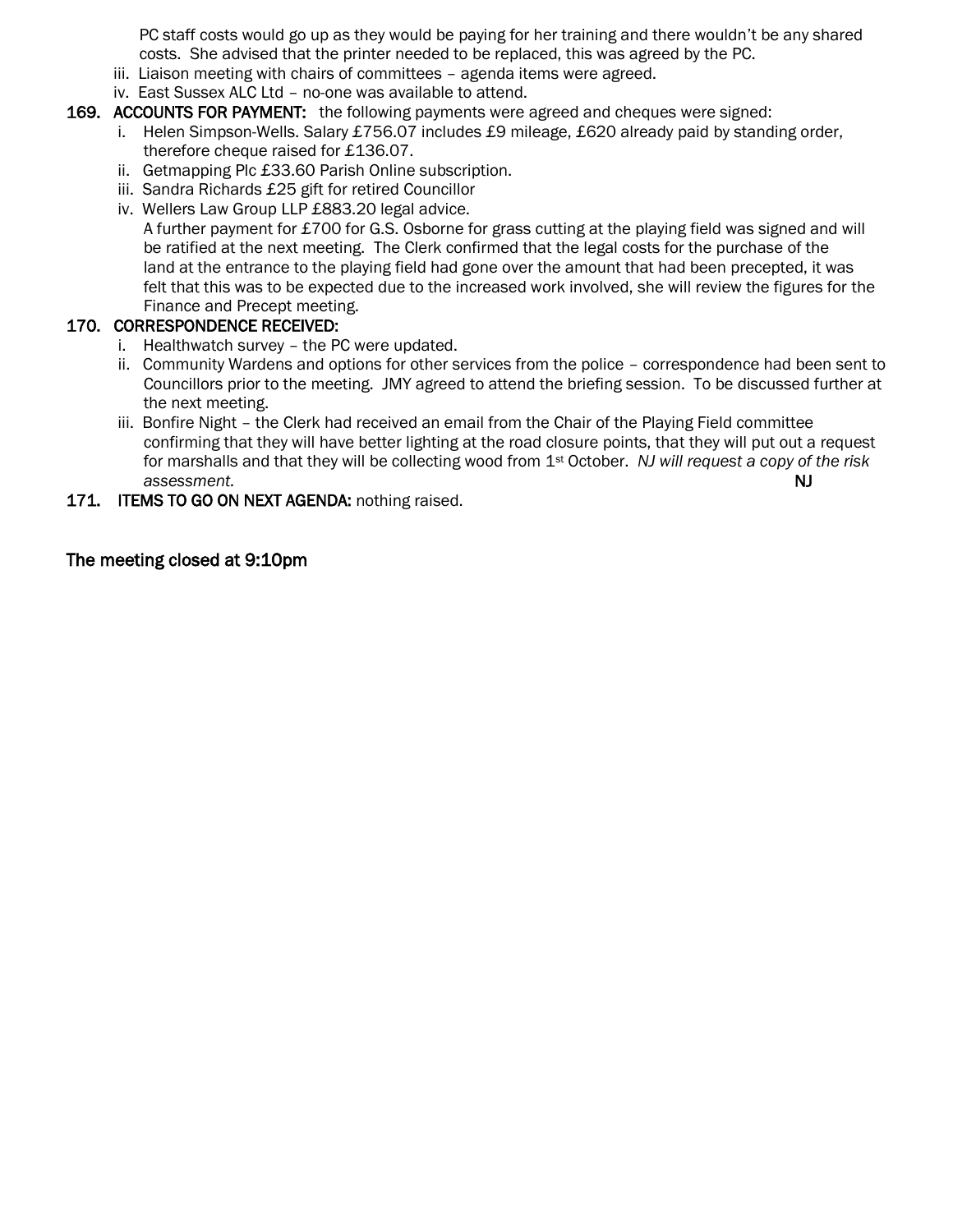PC staff costs would go up as they would be paying for her training and there wouldn't be any shared costs. She advised that the printer needed to be replaced, this was agreed by the PC.

iii. Liaison meeting with chairs of committees – agenda items were agreed.

iv. East Sussex ALC Ltd – no-one was available to attend.

**169. ACCOUNTS FOR PAYMENT:** the following payments were agreed and cheques were signed:

i. Helen Simpson-Wells. Salary £756.07 includes £9 mileage, £620 already paid by standing order, therefore cheque raised for £136.07.

ii. Getmapping Plc £33.60 Parish Online subscription.

iii. Sandra Richards £25 gift for retired Councillor

iv. Wellers Law Group LLP £883.20 legal advice.

A further payment for £700 for G.S. Osborne for grass cutting at the playing field was signed and will be ratified at the next meeting. The Clerk confirmed that the legal costs for the purchase of the land at the entrance to the playing field had gone over the amount that had been precepted, it was felt that this was to be expected due to the increased work involved, she will review the figures for the Finance and Precept meeting.

**170. CORRESPONDENCE RECEIVED:**

i. Healthwatch survey – the PC were updated.

ii. Community Wardens and options for other services from the police – correspondence had been sent to Councillors prior to the meeting. JMY agreed to attend the briefing session. To be discussed further at the next meeting.

iii. Bonfire Night – the Clerk had received an email from the Chair of the Playing Field committee confirming that they will have better lighting at the road closure points, that they will put out a request for marshalls and that they will be collecting wood from 1st October. *NJ will request a copy of the risk assessment.* **NJ**

**171. ITEMS TO GO ON NEXT AGENDA:** nothing raised.

**The meeting closed at 9:10pm**